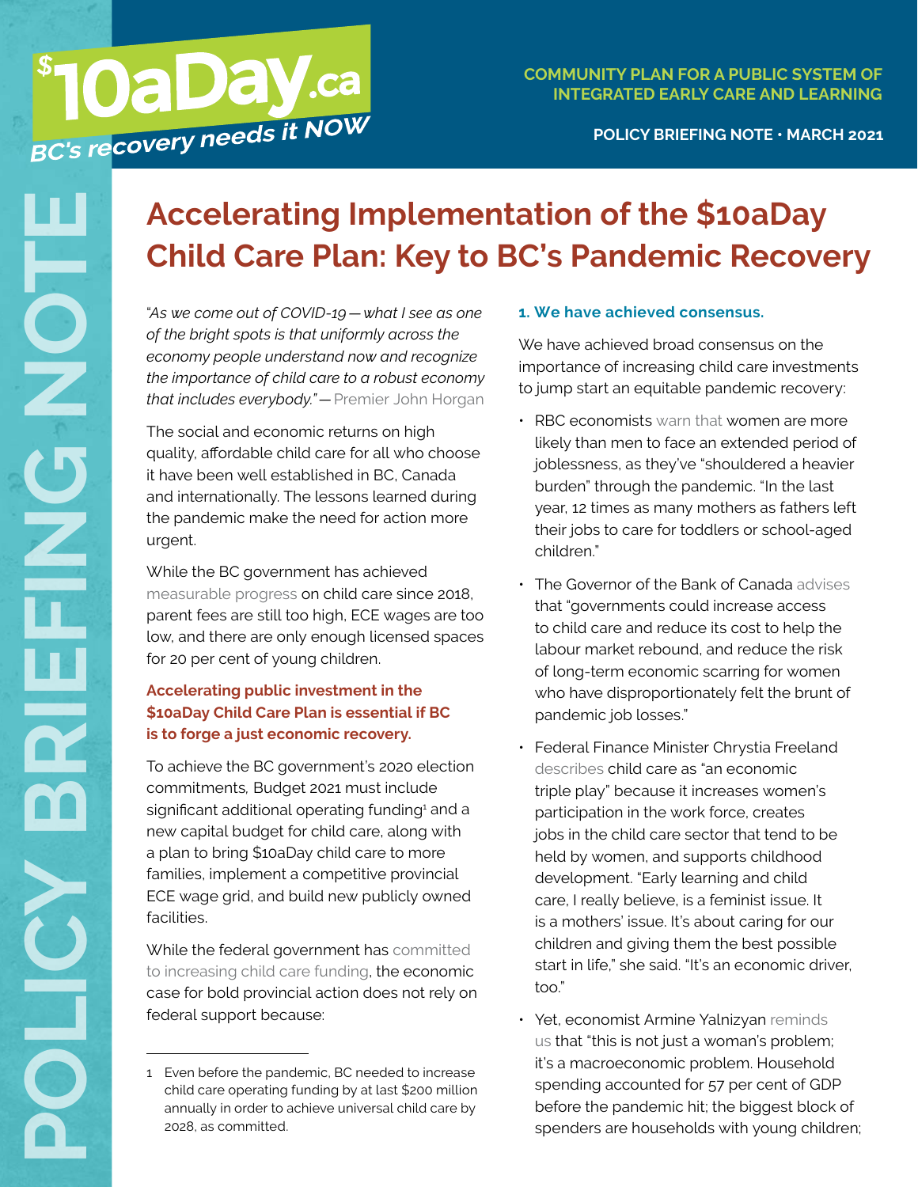$10aDay.ca

*BC's recovery needs it NOW*

**COMMUNITY PLAN FOR A PUBLIC SYSTEM OF INTEGRATED EARLY CARE AND LEARNING**

**POLICY BRIEFING NOTE · MARCH 2021**

# Accelerating Implementation of the $10aDay Child Care Plan: Key to BC's Pandemic Recovery

*"As we come out of COVID-19 — what I see as one of the bright spots is that uniformly across the economy people understand now and recognize the importance of child care to a robust economy that includes everybody."* — Premier John Horgan

The social and economic returns on high quality, affordable child care for all who choose it have been well established in BC, Canada and internationally. The lessons learned during the pandemic make the need for action more urgent.

While the BC government has achieved measurable progress on child care since 2018, parent fees are still too high, ECE wages are too low, and there are only enough licensed spaces for 20 per cent of young children.

**Accelerating public investment in the $10aDay Child Care Plan is essential if BC is to forge a just economic recovery.**

To achieve the BC government's 2020 election commitments, Budget 2021 must include significant additional operating funding[1] and a new capital budget for child care, along with a plan to bring $10aDay child care to more families, implement a competitive provincial ECE wage grid, and build new publicly owned facilities.

While the federal government has committed to increasing child care funding, the economic case for bold provincial action does not rely on federal support because:

### 1. We have achieved consensus.

We have achieved broad consensus on the importance of increasing child care investments to jump start an equitable pandemic recovery:

- RBC economists warn that women are more likely than men to face an extended period of joblessness, as they've "shouldered a heavier burden" through the pandemic. "In the last year, 12 times as many mothers as fathers left their jobs to care for toddlers or school-aged children."
- The Governor of the Bank of Canada advises that "governments could increase access to child care and reduce its cost to help the labour market rebound, and reduce the risk of long-term economic scarring for women who have disproportionately felt the brunt of pandemic job losses."
- Federal Finance Minister Chrystia Freeland describes child care as "an economic triple play" because it increases women's participation in the work force, creates jobs in the child care sector that tend to be held by women, and supports childhood development. "Early learning and child care, I really believe, is a feminist issue. It is a mothers' issue. It's about caring for our children and giving them the best possible start in life," she said. "It's an economic driver, too."
- Yet, economist Armine Yalnizyan reminds us that "this is not just a woman's problem; it's a macroeconomic problem. Household spending accounted for 57 per cent of GDP before the pandemic hit; the biggest block of spenders are households with young children;

---

[1] Even before the pandemic, BC needed to increase child care operating funding by at last $200 million annually in order to achieve universal child care by 2028, as committed.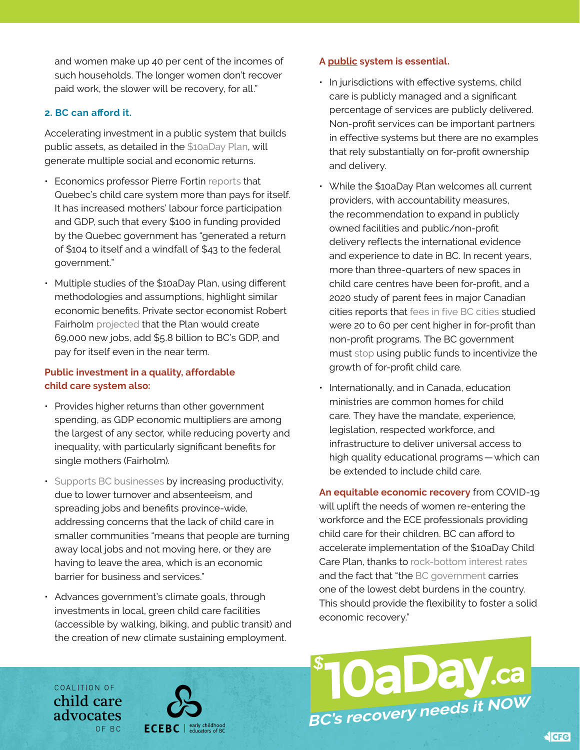and women make up 40 per cent of the incomes of such households. The longer women don't recover paid work, the slower will be recovery, for all."

### 2. BC can afford it.

Accelerating investment in a public system that builds public assets, as detailed in the $10aDay Plan, will generate multiple social and economic returns.

- Economics professor Pierre Fortin reports that Quebec's child care system more than pays for itself. It has increased mothers' labour force participation and GDP, such that every $100 in funding provided by the Quebec government has "generated a return of $104 to itself and a windfall of $43 to the federal government."
- Multiple studies of the $10aDay Plan, using different methodologies and assumptions, highlight similar economic benefits. Private sector economist Robert Fairholm projected that the Plan would create 69,000 new jobs, add $5.8 billion to BC's GDP, and pay for itself even in the near term.

**Public investment in a quality, affordable child care system also:**

- Provides higher returns than other government spending, as GDP economic multipliers are among the largest of any sector, while reducing poverty and inequality, with particularly significant benefits for single mothers (Fairholm).
- Supports BC businesses by increasing productivity, due to lower turnover and absenteeism, and spreading jobs and benefits province-wide, addressing concerns that the lack of child care in smaller communities "means that people are turning away local jobs and not moving here, or they are having to leave the area, which is an economic barrier for business and services."
- Advances government's climate goals, through investments in local, green child care facilities (accessible by walking, biking, and public transit) and the creation of new climate sustaining employment.

**A public system is essential.**

- In jurisdictions with effective systems, child care is publicly managed and a significant percentage of services are publicly delivered. Non-profit services can be important partners in effective systems but there are no examples that rely substantially on for-profit ownership and delivery.
- While the $10aDay Plan welcomes all current providers, with accountability measures, the recommendation to expand in publicly owned facilities and public/non-profit delivery reflects the international evidence and experience to date in BC. In recent years, more than three-quarters of new spaces in child care centres have been for-profit, and a 2020 study of parent fees in major Canadian cities reports that fees in five BC cities studied were 20 to 60 per cent higher in for-profit than non-profit programs. The BC government must stop using public funds to incentivize the growth of for-profit child care.
- Internationally, and in Canada, education ministries are common homes for child care. They have the mandate, experience, legislation, respected workforce, and infrastructure to deliver universal access to high quality educational programs — which can be extended to include child care.

**An equitable economic recovery** from COVID-19 will uplift the needs of women re-entering the workforce and the ECE professionals providing child care for their children. BC can afford to accelerate implementation of the $10aDay Child Care Plan, thanks to rock-bottom interest rates and the fact that "the BC government carries one of the lowest debt burdens in the country. This should provide the flexibility to foster a solid economic recovery."

COALITION OF child care advocates OF BC

ECEBC | early childhood educators of BC

$10aDay.ca

BC's recovery needs it NOW